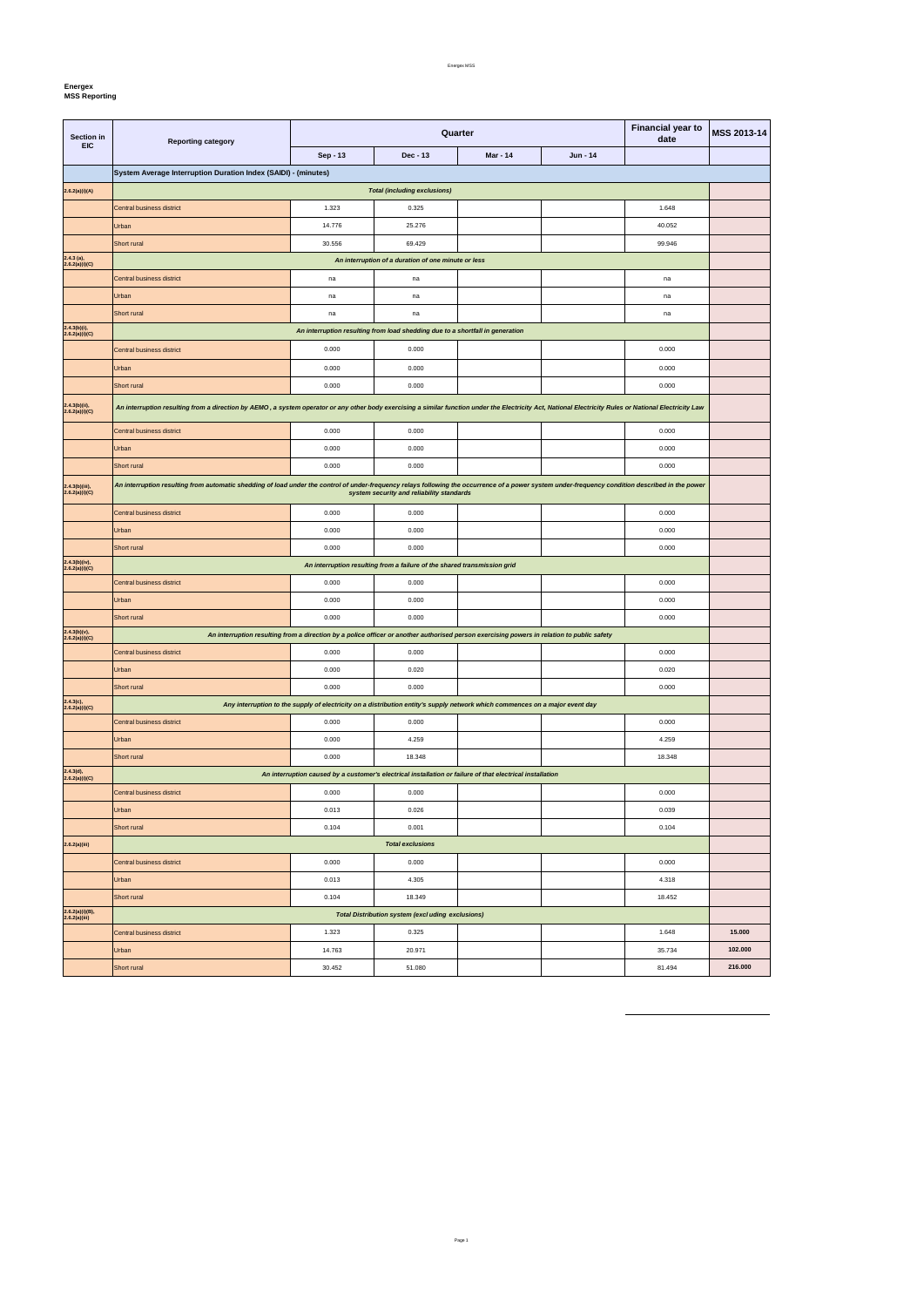**Energex**
**MSS Reporting**

| Section in EIC | Reporting category | Quarter | | | | Financial year to date | MSS 2013-14 |
|---|---|---|---|---|---|---|---|
| | | Sep - 13 | Dec - 13 | Mar - 14 | Jun - 14 | | |
| | **System Average Interruption Duration Index (SAIDI) - (minutes)** | | | | | | |
| **2.6.2(a)(i)(A)** | ***Total (including exclusions)*** | | | | | | |
| | Central business district | 1.323 | 0.325 | | | 1.648 | |
| | Urban | 14.776 | 25.276 | | | 40.052 | |
| | Short rural | 30.556 | 69.429 | | | 99.946 | |
| **2.4.3 (a), 2.6.2(a)(i)(C)** | ***An interruption of a duration of one minute or less*** | | | | | | |
| | Central business district | na | na | | | na | |
| | Urban | na | na | | | na | |
| | Short rural | na | na | | | na | |
| **2.4.3(b)(i), 2.6.2(a)(i)(C)** | ***An interruption resulting from load shedding due to a shortfall in generation*** | | | | | | |
| | Central business district | 0.000 | 0.000 | | | 0.000 | |
| | Urban | 0.000 | 0.000 | | | 0.000 | |
| | Short rural | 0.000 | 0.000 | | | 0.000 | |
| **2.4.3(b)(ii), 2.6.2(a)(i)(C)** | ***An interruption resulting from a direction by AEMO , a system operator or any other body exercising a similar function under the Electricity Act, National Electricity Rules or National Electricity Law*** | | | | | | |
| | Central business district | 0.000 | 0.000 | | | 0.000 | |
| | Urban | 0.000 | 0.000 | | | 0.000 | |
| | Short rural | 0.000 | 0.000 | | | 0.000 | |
| **2.4.3(b)(iii), 2.6.2(a)(i)(C)** | ***An interruption resulting from automatic shedding of load under the control of under-frequency relays following the occurrence of a power system under-frequency condition described in the power system security and reliability standards*** | | | | | | |
| | Central business district | 0.000 | 0.000 | | | 0.000 | |
| | Urban | 0.000 | 0.000 | | | 0.000 | |
| | Short rural | 0.000 | 0.000 | | | 0.000 | |
| **2.4.3(b)(iv), 2.6.2(a)(i)(C)** | ***An interruption resulting from a failure of the shared transmission grid*** | | | | | | |
| | Central business district | 0.000 | 0.000 | | | 0.000 | |
| | Urban | 0.000 | 0.000 | | | 0.000 | |
| | Short rural | 0.000 | 0.000 | | | 0.000 | |
| **2.4.3(b)(v), 2.6.2(a)(i)(C)** | ***An interruption resulting from a direction by a police officer or another authorised person exercising powers in relation to public safety*** | | | | | | |
| | Central business district | 0.000 | 0.000 | | | 0.000 | |
| | Urban | 0.000 | 0.020 | | | 0.020 | |
| | Short rural | 0.000 | 0.000 | | | 0.000 | |
| **2.4.3(c), 2.6.2(a)(i)(C)** | ***Any interruption to the supply of electricity on a distribution entity's supply network which commences on a major event day*** | | | | | | |
| | Central business district | 0.000 | 0.000 | | | 0.000 | |
| | Urban | 0.000 | 4.259 | | | 4.259 | |
| | Short rural | 0.000 | 18.348 | | | 18.348 | |
| **2.4.3(d), 2.6.2(a)(i)(C)** | ***An interruption caused by a customer's electrical installation or failure of that electrical installation*** | | | | | | |
| | Central business district | 0.000 | 0.000 | | | 0.000 | |
| | Urban | 0.013 | 0.026 | | | 0.039 | |
| | Short rural | 0.104 | 0.001 | | | 0.104 | |
| **2.6.2(a)(iii)** | ***Total exclusions*** | | | | | | |
| | Central business district | 0.000 | 0.000 | | | 0.000 | |
| | Urban | 0.013 | 4.305 | | | 4.318 | |
| | Short rural | 0.104 | 18.349 | | | 18.452 | |
| **2.6.2(a)(i)(B), 2.6.2(a)(iii)** | ***Total Distribution system (excl uding exclusions)*** | | | | | | |
| | Central business district | 1.323 | 0.325 | | | 1.648 | **15.000** |
| | Urban | 14.763 | 20.971 | | | 35.734 | **102.000** |
| | Short rural | 30.452 | 51.080 | | | 81.494 | **216.000** |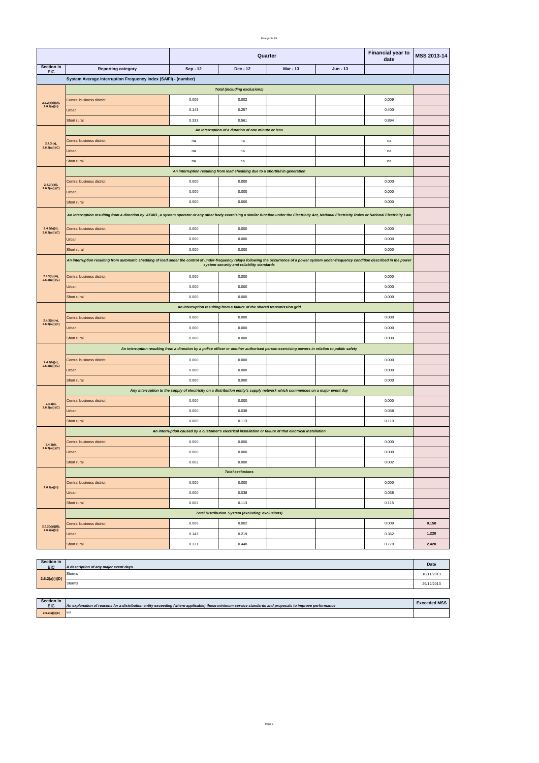| | | Quarter | | | | Financial year to date | MSS 2013-14 |
|---|---|---|---|---|---|---|---|
| Section in EIC | Reporting category | Sep - 12 | Dec - 12 | Mar - 13 | Jun - 13 | | |
| | **System Average Interruption Frequency Index (SAIFI) - (number)** | | | | | | |
| | *Total (including exclusions)* | | | | | | |
| 2.6.2(a)(i)(A), 2.6.2(a)(iii) | Central business district | 0.006 | 0.002 | | | 0.009 | |
| | Urban | 0.143 | 0.257 | | | 0.400 | |
| | Short rural | 0.333 | 0.561 | | | 0.894 | |
| | *An interruption of a duration of one minute or less* | | | | | | |
| 2.4.3 (a), 2.6.2(a)(i)(C) | Central business district | na | na | | | na | |
| | Urban | na | na | | | na | |
| | Short rural | na | na | | | na | |
| | *An interruption resulting from load shedding due to a shortfall in generation* | | | | | | |
| 2.4.3(b)(i), 2.6.2(a)(i)(C) | Central business district | 0.000 | 0.000 | | | 0.000 | |
| | Urban | 0.000 | 0.000 | | | 0.000 | |
| | Short rural | 0.000 | 0.000 | | | 0.000 | |
| | *An interruption resulting from a direction by AEMO, a system operator or any other body exercising a similar function under the Electricity Act, National Electricity Rules or National Electricity Law* | | | | | | |
| 2.4.3(b)(ii), 2.6.2(a)(i)(C) | Central business district | 0.000 | 0.000 | | | 0.000 | |
| | Urban | 0.000 | 0.000 | | | 0.000 | |
| | Short rural | 0.000 | 0.000 | | | 0.000 | |
| | *An interruption resulting from automatic shedding of load under the control of under-frequency relays following the occurrence of a power system under-frequency condition described in the power system security and reliability standards* | | | | | | |
| 2.4.3(b)(iii), 2.6.2(a)(i)(C) | Central business district | 0.000 | 0.000 | | | 0.000 | |
| | Urban | 0.000 | 0.000 | | | 0.000 | |
| | Short rural | 0.000 | 0.000 | | | 0.000 | |
| | *An interruption resulting from a failure of the shared transmission grid* | | | | | | |
| 2.4.3(b)(iv), 2.6.2(a)(i)(C) | Central business district | 0.000 | 0.000 | | | 0.000 | |
| | Urban | 0.000 | 0.000 | | | 0.000 | |
| | Short rural | 0.000 | 0.000 | | | 0.000 | |
| | *An interruption resulting from a direction by a police officer or another authorised person exercising powers in relation to public safety* | | | | | | |
| 2.4.3(b)(v), 2.6.2(a)(i)(C) | Central business district | 0.000 | 0.000 | | | 0.000 | |
| | Urban | 0.000 | 0.000 | | | 0.000 | |
| | Short rural | 0.000 | 0.000 | | | 0.000 | |
| | *Any interruption to the supply of electricity on a distribution entity's supply network which commences on a major event day* | | | | | | |
| 2.4.3(c), 2.6.2(a)(i)(C) | Central business district | 0.000 | 0.000 | | | 0.000 | |
| | Urban | 0.000 | 0.038 | | | 0.038 | |
| | Short rural | 0.000 | 0.113 | | | 0.113 | |
| | *An interruption caused by a customer's electrical installation or failure of that electrical installation* | | | | | | |
| 2.4.3(d), 2.6.2(a)(i)(C) | Central business district | 0.000 | 0.000 | | | 0.000 | |
| | Urban | 0.000 | 0.000 | | | 0.000 | |
| | Short rural | 0.002 | 0.000 | | | 0.002 | |
| | *Total exclusions* | | | | | | |
| 2.6.2(a)(iii) | Central business district | 0.000 | 0.000 | | | 0.000 | |
| | Urban | 0.000 | 0.038 | | | 0.038 | |
| | Short rural | 0.002 | 0.113 | | | 0.115 | |
| | *Total Distribution System (excluding exclusions)* | | | | | | |
| 2.6.2(a)(i)(B), 2.6.2(a)(iii) | Central business district | 0.006 | 0.002 | | | 0.009 | **0.150** |
| | Urban | 0.143 | 0.219 | | | 0.362 | **1.220** |
| | Short rural | 0.331 | 0.448 | | | 0.779 | **2.420** |

| Section in EIC | *A description of any major event days* | Date |
|---|---|---|
| 2.6.2(a)(i)(D) | Storms | 10/11/2013 |
| | Storms | 29/12/2013 |

| Section in EIC | *An explanation of reasons for a distribution entity exceeding (where applicable) those minimum service standards and proposals to improve performance* | Exceeded MSS |
|---|---|---|
| 2.6.2(a)(i)(E) | N/A | |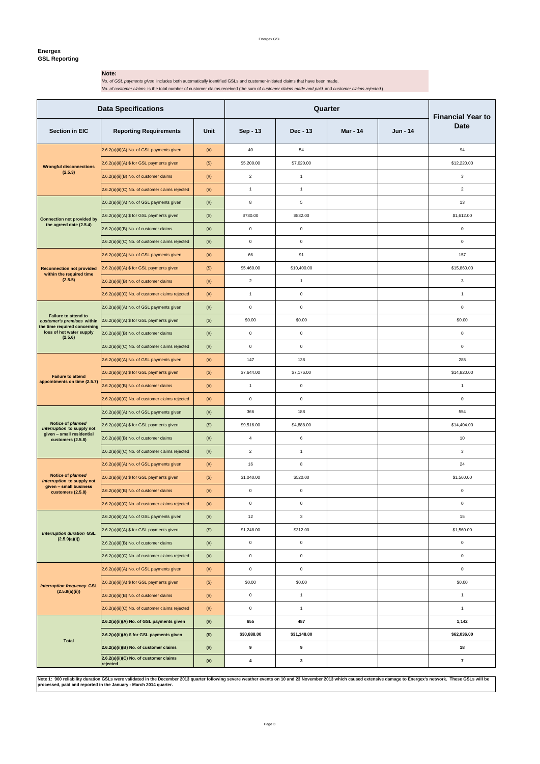**Energex**
**GSL Reporting**

**Note:**

*No. of GSL payments given* includes both automatically identified GSLs and customer-initiated claims that have been made.

*No. of customer claims* is the total number of customer claims received (the sum of *customer claims made and paid* and *customer claims rejected*)

| Data Specifications | | | Quarter | | | | Financial Year to Date |
|---|---|---|---|---|---|---|---|
| **Section in EIC** | **Reporting Requirements** | **Unit** | **Sep - 13** | **Dec - 13** | **Mar - 14** | **Jun - 14** | |
| **Wrongful disconnections (2.5.3)** | 2.6.2(a)(ii)(A) No. of GSL payments given | (#) | 40 | 54 | | | 94 |
| | 2.6.2(a)(ii)(A) $ for GSL payments given | ($) | $5,200.00 | $7,020.00 | | | $12,220.00 |
| | 2.6.2(a)(ii)(B) No. of customer claims | (#) | 2 | 1 | | | 3 |
| | 2.6.2(a)(ii)(C) No. of customer claims rejected | (#) | 1 | 1 | | | 2 |
| **Connection not provided by the agreed date (2.5.4)** | 2.6.2(a)(ii)(A) No. of GSL payments given | (#) | 8 | 5 | | | 13 |
| | 2.6.2(a)(ii)(A) $ for GSL payments given | ($) | $780.00 | $832.00 | | | $1,612.00 |
| | 2.6.2(a)(ii)(B) No. of customer claims | (#) | 0 | 0 | | | 0 |
| | 2.6.2(a)(ii)(C) No. of customer claims rejected | (#) | 0 | 0 | | | 0 |
| **Reconnection not provided within the required time (2.5.5)** | 2.6.2(a)(ii)(A) No. of GSL payments given | (#) | 66 | 91 | | | 157 |
| | 2.6.2(a)(ii)(A) $ for GSL payments given | ($) | $5,460.00 | $10,400.00 | | | $15,860.00 |
| | 2.6.2(a)(ii)(B) No. of customer claims | (#) | 2 | 1 | | | 3 |
| | 2.6.2(a)(ii)(C) No. of customer claims rejected | (#) | 1 | 0 | | | 1 |
| **Failure to attend to *customer's premises* within the time required concerning loss of hot water supply (2.5.6)** | 2.6.2(a)(ii)(A) No. of GSL payments given | (#) | 0 | 0 | | | 0 |
| | 2.6.2(a)(ii)(A) $ for GSL payments given | ($) | $0.00 | $0.00 | | | $0.00 |
| | 2.6.2(a)(ii)(B) No. of customer claims | (#) | 0 | 0 | | | 0 |
| | 2.6.2(a)(ii)(C) No. of customer claims rejected | (#) | 0 | 0 | | | 0 |
| **Failure to attend appointments on time (2.5.7)** | 2.6.2(a)(ii)(A) No. of GSL payments given | (#) | 147 | 138 | | | 285 |
| | 2.6.2(a)(ii)(A) $ for GSL payments given | ($) | $7,644.00 | $7,176.00 | | | $14,820.00 |
| | 2.6.2(a)(ii)(B) No. of customer claims | (#) | 1 | 0 | | | 1 |
| | 2.6.2(a)(ii)(C) No. of customer claims rejected | (#) | 0 | 0 | | | 0 |
| **Notice of *planned interruption* to supply not given – small residential customers (2.5.8)** | 2.6.2(a)(ii)(A) No. of GSL payments given | (#) | 366 | 188 | | | 554 |
| | 2.6.2(a)(ii)(A) $ for GSL payments given | ($) | $9,516.00 | $4,888.00 | | | $14,404.00 |
| | 2.6.2(a)(ii)(B) No. of customer claims | (#) | 4 | 6 | | | 10 |
| | 2.6.2(a)(ii)(C) No. of customer claims rejected | (#) | 2 | 1 | | | 3 |
| **Notice of *planned interruption* to supply not given – small business customers (2.5.8)** | 2.6.2(a)(ii)(A) No. of GSL payments given | (#) | 16 | 8 | | | 24 |
| | 2.6.2(a)(ii)(A) $ for GSL payments given | ($) | $1,040.00 | $520.00 | | | $1,560.00 |
| | 2.6.2(a)(ii)(B) No. of customer claims | (#) | 0 | 0 | | | 0 |
| | 2.6.2(a)(ii)(C) No. of customer claims rejected | (#) | 0 | 0 | | | 0 |
| ***Interruption duration* GSL (2.5.9(a)(i))** | 2.6.2(a)(ii)(A) No. of GSL payments given | (#) | 12 | 3 | | | 15 |
| | 2.6.2(a)(ii)(A) $ for GSL payments given | ($) | $1,248.00 | $312.00 | | | $1,560.00 |
| | 2.6.2(a)(ii)(B) No. of customer claims | (#) | 0 | 0 | | | 0 |
| | 2.6.2(a)(ii)(C) No. of customer claims rejected | (#) | 0 | 0 | | | 0 |
| ***Interruption frequency* GSL (2.5.9(a)(ii))** | 2.6.2(a)(ii)(A) No. of GSL payments given | (#) | 0 | 0 | | | 0 |
| | 2.6.2(a)(ii)(A) $ for GSL payments given | ($) | $0.00 | $0.00 | | | $0.00 |
| | 2.6.2(a)(ii)(B) No. of customer claims | (#) | 0 | 1 | | | 1 |
| | 2.6.2(a)(ii)(C) No. of customer claims rejected | (#) | 0 | 1 | | | 1 |
| **Total** | **2.6.2(a)(ii)(A) No. of GSL payments given** | **(#)** | **655** | **487** | | | **1,142** |
| | **2.6.2(a)(ii)(A) $ for GSL payments given** | **($)** | **$30,888.00** | **$31,148.00** | | | **$62,036.00** |
| | **2.6.2(a)(ii)(B) No. of customer claims** | **(#)** | **9** | **9** | | | **18** |
| | **2.6.2(a)(ii)(C) No. of customer claims rejected** | **(#)** | **4** | **3** | | | **7** |

**Note 1: 900 reliability duration GSLs were validated in the December 2013 quarter following severe weather events on 10 and 23 November 2013 which caused extensive damage to Energex's network. These GSLs will be processed, paid and reported in the January - March 2014 quarter.**